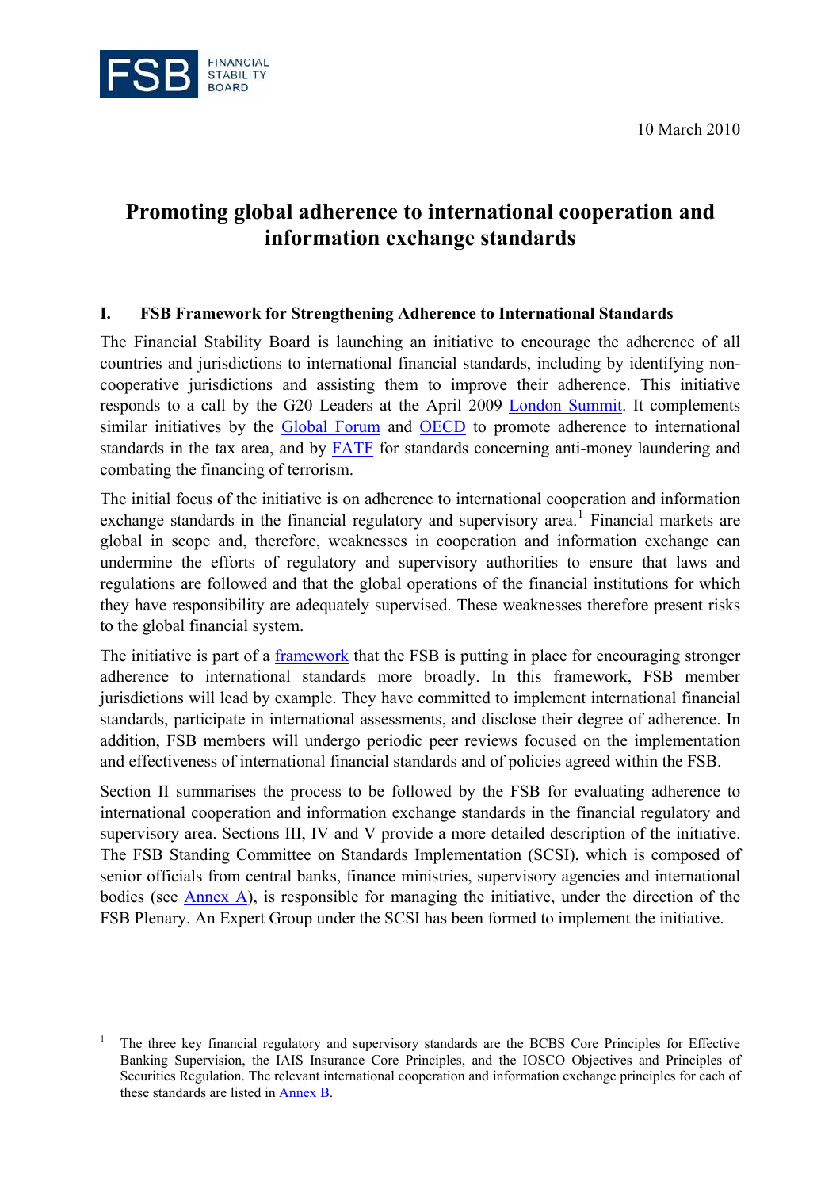10 March 2010

# Promoting global adherence to international cooperation and information exchange standards

## I. FSB Framework for Strengthening Adherence to International Standards

The Financial Stability Board is launching an initiative to encourage the adherence of all countries and jurisdictions to international financial standards, including by identifying non-cooperative jurisdictions and assisting them to improve their adherence. This initiative responds to a call by the G20 Leaders at the April 2009 London Summit. It complements similar initiatives by the Global Forum and OECD to promote adherence to international standards in the tax area, and by FATF for standards concerning anti-money laundering and combating the financing of terrorism.

The initial focus of the initiative is on adherence to international cooperation and information exchange standards in the financial regulatory and supervisory area.[1] Financial markets are global in scope and, therefore, weaknesses in cooperation and information exchange can undermine the efforts of regulatory and supervisory authorities to ensure that laws and regulations are followed and that the global operations of the financial institutions for which they have responsibility are adequately supervised. These weaknesses therefore present risks to the global financial system.

The initiative is part of a framework that the FSB is putting in place for encouraging stronger adherence to international standards more broadly. In this framework, FSB member jurisdictions will lead by example. They have committed to implement international financial standards, participate in international assessments, and disclose their degree of adherence. In addition, FSB members will undergo periodic peer reviews focused on the implementation and effectiveness of international financial standards and of policies agreed within the FSB.

Section II summarises the process to be followed by the FSB for evaluating adherence to international cooperation and information exchange standards in the financial regulatory and supervisory area. Sections III, IV and V provide a more detailed description of the initiative. The FSB Standing Committee on Standards Implementation (SCSI), which is composed of senior officials from central banks, finance ministries, supervisory agencies and international bodies (see Annex A), is responsible for managing the initiative, under the direction of the FSB Plenary. An Expert Group under the SCSI has been formed to implement the initiative.

---

[1] The three key financial regulatory and supervisory standards are the BCBS Core Principles for Effective Banking Supervision, the IAIS Insurance Core Principles, and the IOSCO Objectives and Principles of Securities Regulation. The relevant international cooperation and information exchange principles for each of these standards are listed in Annex B.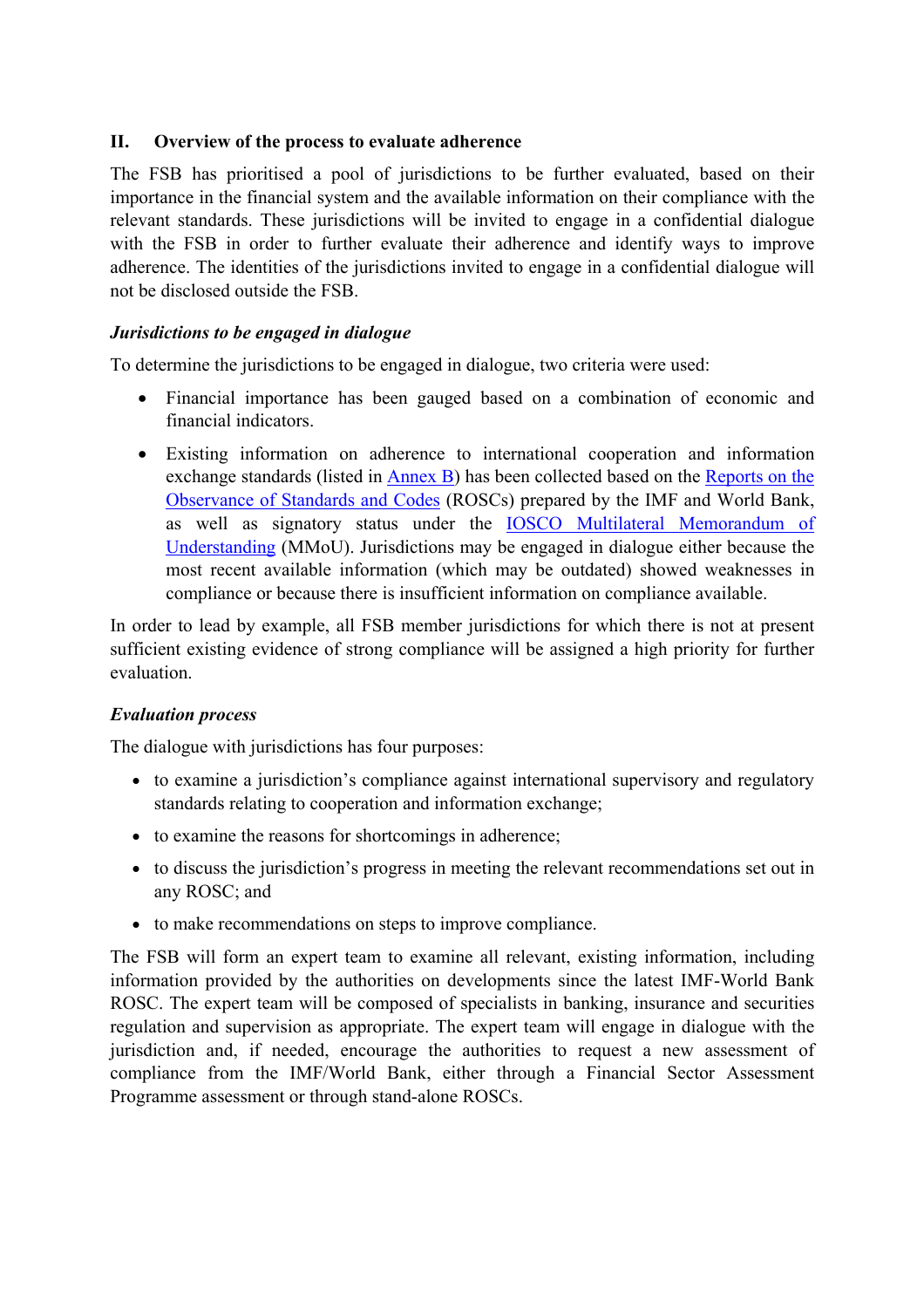## II. Overview of the process to evaluate adherence

The FSB has prioritised a pool of jurisdictions to be further evaluated, based on their importance in the financial system and the available information on their compliance with the relevant standards. These jurisdictions will be invited to engage in a confidential dialogue with the FSB in order to further evaluate their adherence and identify ways to improve adherence. The identities of the jurisdictions invited to engage in a confidential dialogue will not be disclosed outside the FSB.

### *Jurisdictions to be engaged in dialogue*

To determine the jurisdictions to be engaged in dialogue, two criteria were used:

- Financial importance has been gauged based on a combination of economic and financial indicators.
- Existing information on adherence to international cooperation and information exchange standards (listed in Annex B) has been collected based on the Reports on the Observance of Standards and Codes (ROSCs) prepared by the IMF and World Bank, as well as signatory status under the IOSCO Multilateral Memorandum of Understanding (MMoU). Jurisdictions may be engaged in dialogue either because the most recent available information (which may be outdated) showed weaknesses in compliance or because there is insufficient information on compliance available.

In order to lead by example, all FSB member jurisdictions for which there is not at present sufficient existing evidence of strong compliance will be assigned a high priority for further evaluation.

### *Evaluation process*

The dialogue with jurisdictions has four purposes:

- to examine a jurisdiction's compliance against international supervisory and regulatory standards relating to cooperation and information exchange;
- to examine the reasons for shortcomings in adherence;
- to discuss the jurisdiction's progress in meeting the relevant recommendations set out in any ROSC; and
- to make recommendations on steps to improve compliance.

The FSB will form an expert team to examine all relevant, existing information, including information provided by the authorities on developments since the latest IMF-World Bank ROSC. The expert team will be composed of specialists in banking, insurance and securities regulation and supervision as appropriate. The expert team will engage in dialogue with the jurisdiction and, if needed, encourage the authorities to request a new assessment of compliance from the IMF/World Bank, either through a Financial Sector Assessment Programme assessment or through stand-alone ROSCs.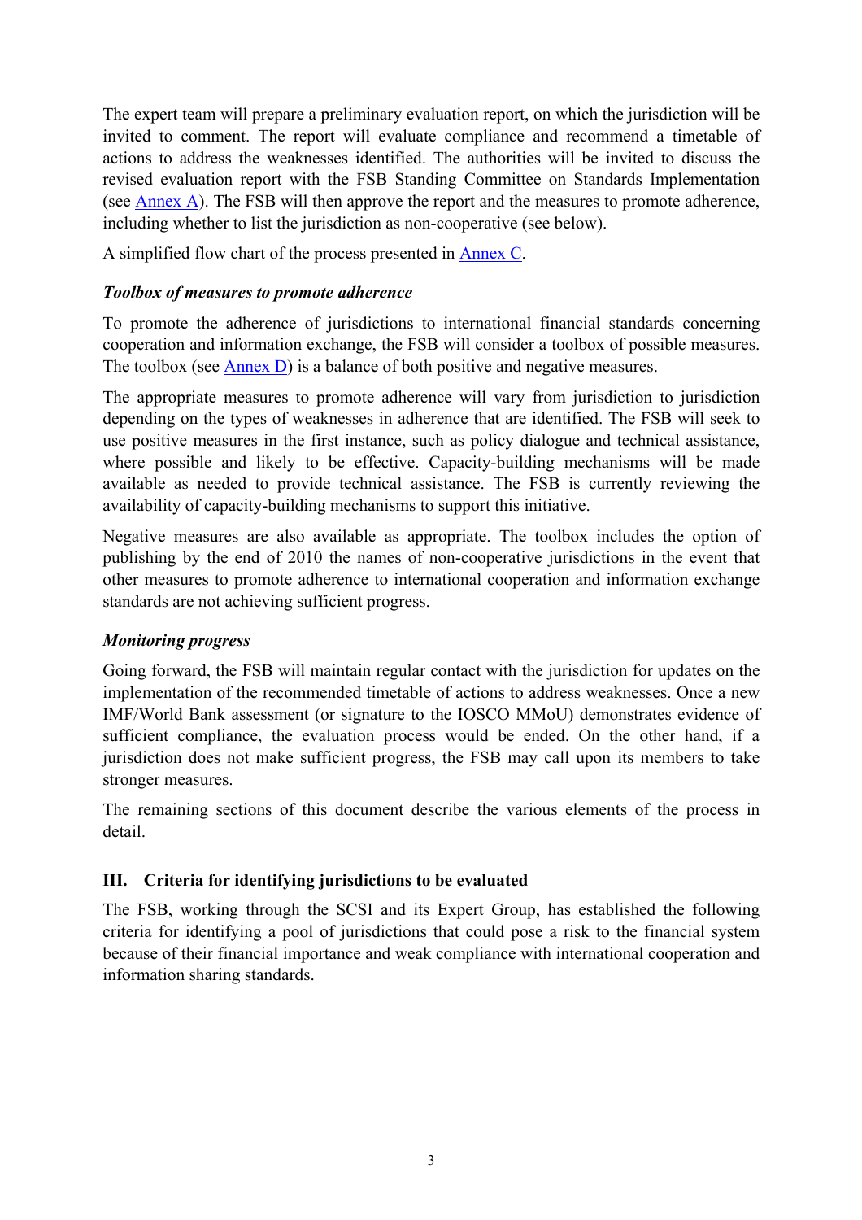The expert team will prepare a preliminary evaluation report, on which the jurisdiction will be invited to comment. The report will evaluate compliance and recommend a timetable of actions to address the weaknesses identified. The authorities will be invited to discuss the revised evaluation report with the FSB Standing Committee on Standards Implementation (see Annex A). The FSB will then approve the report and the measures to promote adherence, including whether to list the jurisdiction as non-cooperative (see below).

A simplified flow chart of the process presented in Annex C.

### *Toolbox of measures to promote adherence*

To promote the adherence of jurisdictions to international financial standards concerning cooperation and information exchange, the FSB will consider a toolbox of possible measures. The toolbox (see Annex D) is a balance of both positive and negative measures.

The appropriate measures to promote adherence will vary from jurisdiction to jurisdiction depending on the types of weaknesses in adherence that are identified. The FSB will seek to use positive measures in the first instance, such as policy dialogue and technical assistance, where possible and likely to be effective. Capacity-building mechanisms will be made available as needed to provide technical assistance. The FSB is currently reviewing the availability of capacity-building mechanisms to support this initiative.

Negative measures are also available as appropriate. The toolbox includes the option of publishing by the end of 2010 the names of non-cooperative jurisdictions in the event that other measures to promote adherence to international cooperation and information exchange standards are not achieving sufficient progress.

### *Monitoring progress*

Going forward, the FSB will maintain regular contact with the jurisdiction for updates on the implementation of the recommended timetable of actions to address weaknesses. Once a new IMF/World Bank assessment (or signature to the IOSCO MMoU) demonstrates evidence of sufficient compliance, the evaluation process would be ended. On the other hand, if a jurisdiction does not make sufficient progress, the FSB may call upon its members to take stronger measures.

The remaining sections of this document describe the various elements of the process in detail.

## III. Criteria for identifying jurisdictions to be evaluated

The FSB, working through the SCSI and its Expert Group, has established the following criteria for identifying a pool of jurisdictions that could pose a risk to the financial system because of their financial importance and weak compliance with international cooperation and information sharing standards.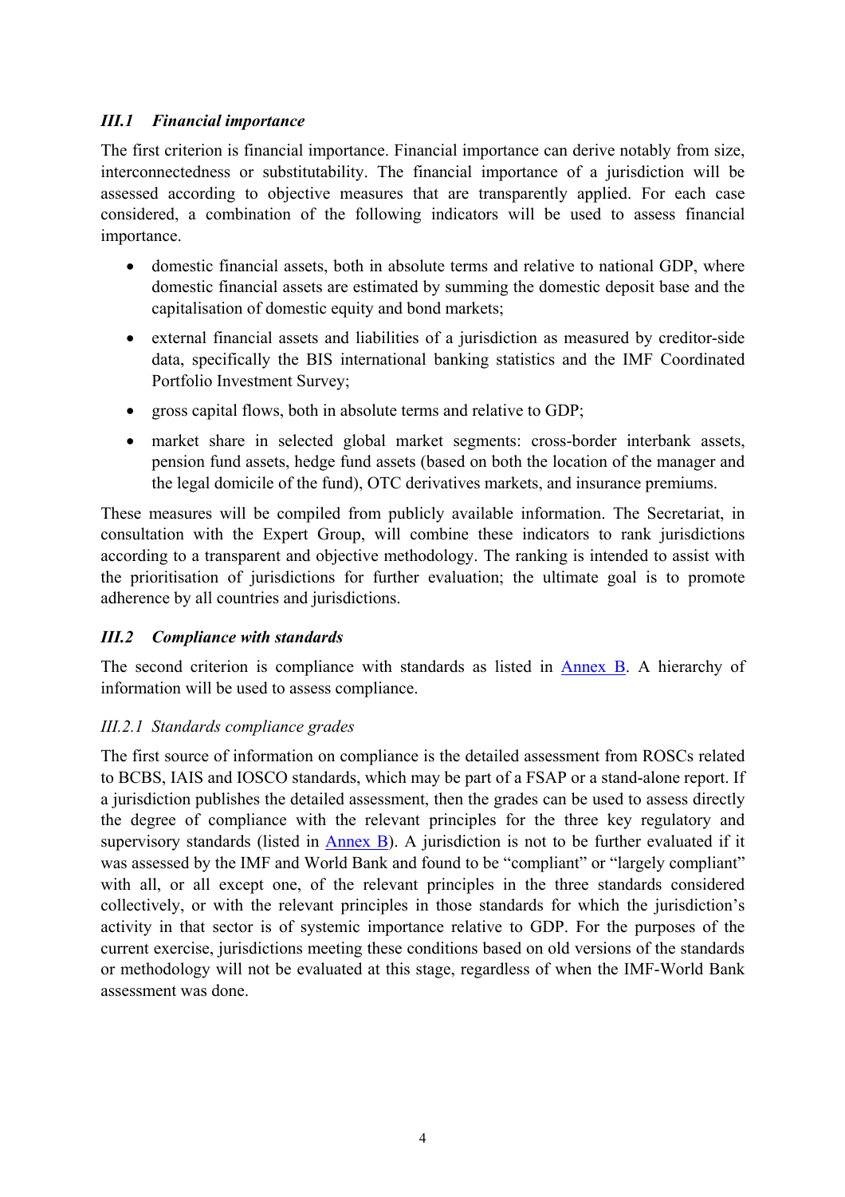### *III.1 Financial importance*

The first criterion is financial importance. Financial importance can derive notably from size, interconnectedness or substitutability. The financial importance of a jurisdiction will be assessed according to objective measures that are transparently applied. For each case considered, a combination of the following indicators will be used to assess financial importance.

- domestic financial assets, both in absolute terms and relative to national GDP, where domestic financial assets are estimated by summing the domestic deposit base and the capitalisation of domestic equity and bond markets;
- external financial assets and liabilities of a jurisdiction as measured by creditor-side data, specifically the BIS international banking statistics and the IMF Coordinated Portfolio Investment Survey;
- gross capital flows, both in absolute terms and relative to GDP;
- market share in selected global market segments: cross-border interbank assets, pension fund assets, hedge fund assets (based on both the location of the manager and the legal domicile of the fund), OTC derivatives markets, and insurance premiums.

These measures will be compiled from publicly available information. The Secretariat, in consultation with the Expert Group, will combine these indicators to rank jurisdictions according to a transparent and objective methodology. The ranking is intended to assist with the prioritisation of jurisdictions for further evaluation; the ultimate goal is to promote adherence by all countries and jurisdictions.

### *III.2 Compliance with standards*

The second criterion is compliance with standards as listed in Annex B. A hierarchy of information will be used to assess compliance.

#### *III.2.1 Standards compliance grades*

The first source of information on compliance is the detailed assessment from ROSCs related to BCBS, IAIS and IOSCO standards, which may be part of a FSAP or a stand-alone report. If a jurisdiction publishes the detailed assessment, then the grades can be used to assess directly the degree of compliance with the relevant principles for the three key regulatory and supervisory standards (listed in Annex B). A jurisdiction is not to be further evaluated if it was assessed by the IMF and World Bank and found to be "compliant" or "largely compliant" with all, or all except one, of the relevant principles in the three standards considered collectively, or with the relevant principles in those standards for which the jurisdiction's activity in that sector is of systemic importance relative to GDP. For the purposes of the current exercise, jurisdictions meeting these conditions based on old versions of the standards or methodology will not be evaluated at this stage, regardless of when the IMF-World Bank assessment was done.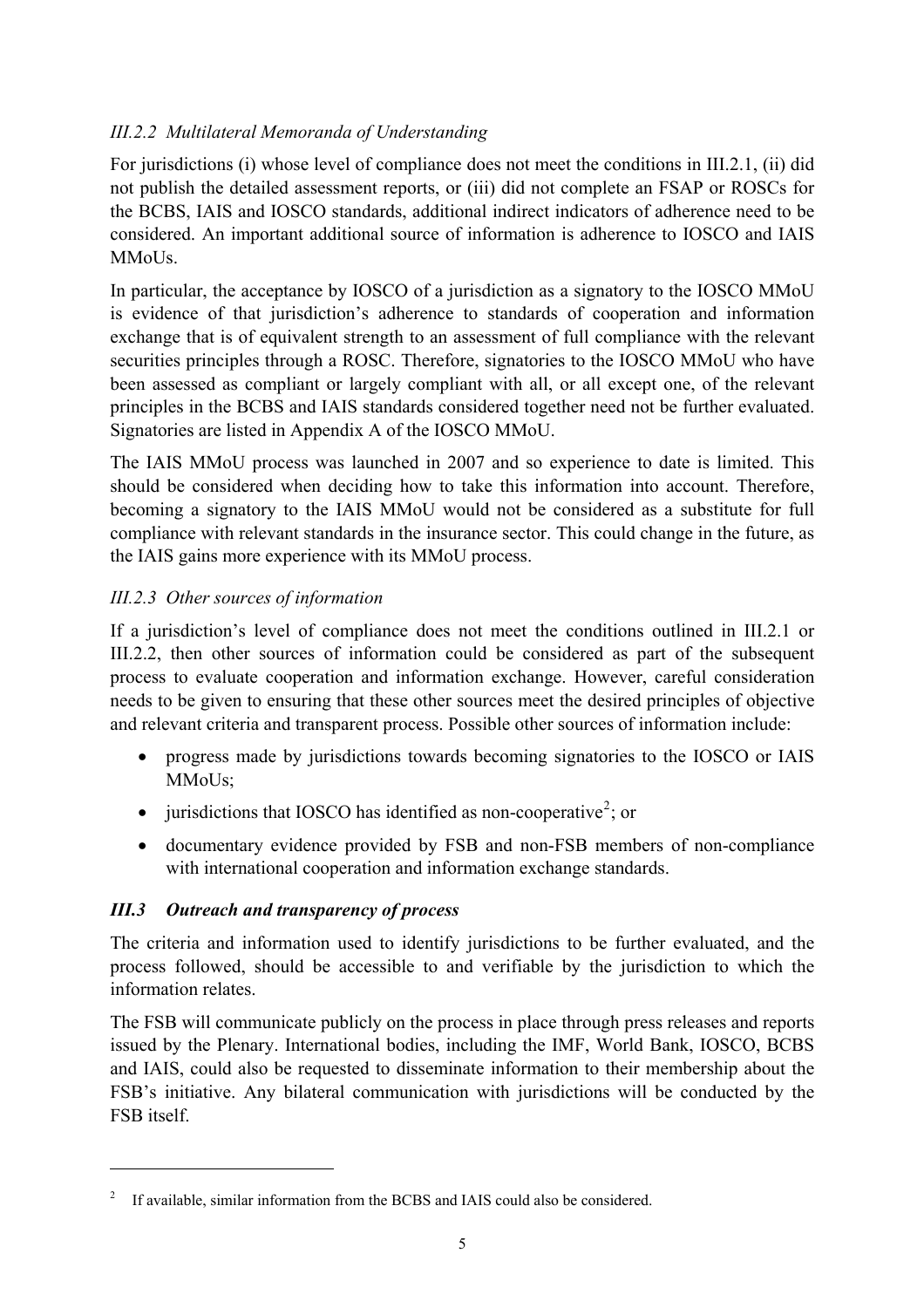### *III.2.2 Multilateral Memoranda of Understanding*

For jurisdictions (i) whose level of compliance does not meet the conditions in III.2.1, (ii) did not publish the detailed assessment reports, or (iii) did not complete an FSAP or ROSCs for the BCBS, IAIS and IOSCO standards, additional indirect indicators of adherence need to be considered. An important additional source of information is adherence to IOSCO and IAIS MMoUs.

In particular, the acceptance by IOSCO of a jurisdiction as a signatory to the IOSCO MMoU is evidence of that jurisdiction's adherence to standards of cooperation and information exchange that is of equivalent strength to an assessment of full compliance with the relevant securities principles through a ROSC. Therefore, signatories to the IOSCO MMoU who have been assessed as compliant or largely compliant with all, or all except one, of the relevant principles in the BCBS and IAIS standards considered together need not be further evaluated. Signatories are listed in Appendix A of the IOSCO MMoU.

The IAIS MMoU process was launched in 2007 and so experience to date is limited. This should be considered when deciding how to take this information into account. Therefore, becoming a signatory to the IAIS MMoU would not be considered as a substitute for full compliance with relevant standards in the insurance sector. This could change in the future, as the IAIS gains more experience with its MMoU process.

### *III.2.3 Other sources of information*

If a jurisdiction's level of compliance does not meet the conditions outlined in III.2.1 or III.2.2, then other sources of information could be considered as part of the subsequent process to evaluate cooperation and information exchange. However, careful consideration needs to be given to ensuring that these other sources meet the desired principles of objective and relevant criteria and transparent process. Possible other sources of information include:

- progress made by jurisdictions towards becoming signatories to the IOSCO or IAIS MMoUs;
- jurisdictions that IOSCO has identified as non-cooperative[2]; or
- documentary evidence provided by FSB and non-FSB members of non-compliance with international cooperation and information exchange standards.

### ***III.3 Outreach and transparency of process***

The criteria and information used to identify jurisdictions to be further evaluated, and the process followed, should be accessible to and verifiable by the jurisdiction to which the information relates.

The FSB will communicate publicly on the process in place through press releases and reports issued by the Plenary. International bodies, including the IMF, World Bank, IOSCO, BCBS and IAIS, could also be requested to disseminate information to their membership about the FSB's initiative. Any bilateral communication with jurisdictions will be conducted by the FSB itself.

---

[2] If available, similar information from the BCBS and IAIS could also be considered.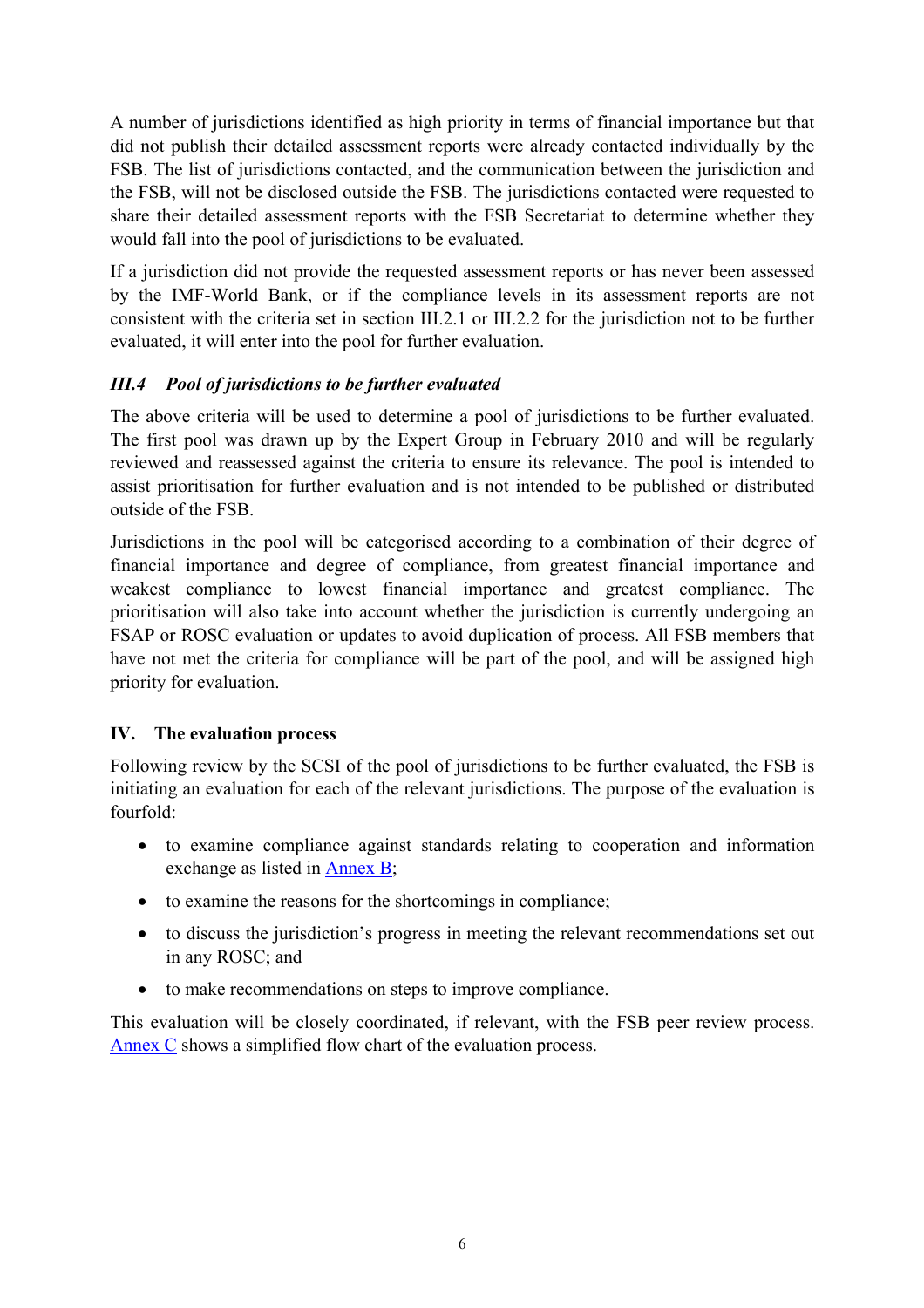A number of jurisdictions identified as high priority in terms of financial importance but that did not publish their detailed assessment reports were already contacted individually by the FSB. The list of jurisdictions contacted, and the communication between the jurisdiction and the FSB, will not be disclosed outside the FSB. The jurisdictions contacted were requested to share their detailed assessment reports with the FSB Secretariat to determine whether they would fall into the pool of jurisdictions to be evaluated.

If a jurisdiction did not provide the requested assessment reports or has never been assessed by the IMF-World Bank, or if the compliance levels in its assessment reports are not consistent with the criteria set in section III.2.1 or III.2.2 for the jurisdiction not to be further evaluated, it will enter into the pool for further evaluation.

### *III.4 Pool of jurisdictions to be further evaluated*

The above criteria will be used to determine a pool of jurisdictions to be further evaluated. The first pool was drawn up by the Expert Group in February 2010 and will be regularly reviewed and reassessed against the criteria to ensure its relevance. The pool is intended to assist prioritisation for further evaluation and is not intended to be published or distributed outside of the FSB.

Jurisdictions in the pool will be categorised according to a combination of their degree of financial importance and degree of compliance, from greatest financial importance and weakest compliance to lowest financial importance and greatest compliance. The prioritisation will also take into account whether the jurisdiction is currently undergoing an FSAP or ROSC evaluation or updates to avoid duplication of process. All FSB members that have not met the criteria for compliance will be part of the pool, and will be assigned high priority for evaluation.

## IV. The evaluation process

Following review by the SCSI of the pool of jurisdictions to be further evaluated, the FSB is initiating an evaluation for each of the relevant jurisdictions. The purpose of the evaluation is fourfold:

- to examine compliance against standards relating to cooperation and information exchange as listed in Annex B;
- to examine the reasons for the shortcomings in compliance;
- to discuss the jurisdiction's progress in meeting the relevant recommendations set out in any ROSC; and
- to make recommendations on steps to improve compliance.

This evaluation will be closely coordinated, if relevant, with the FSB peer review process. Annex C shows a simplified flow chart of the evaluation process.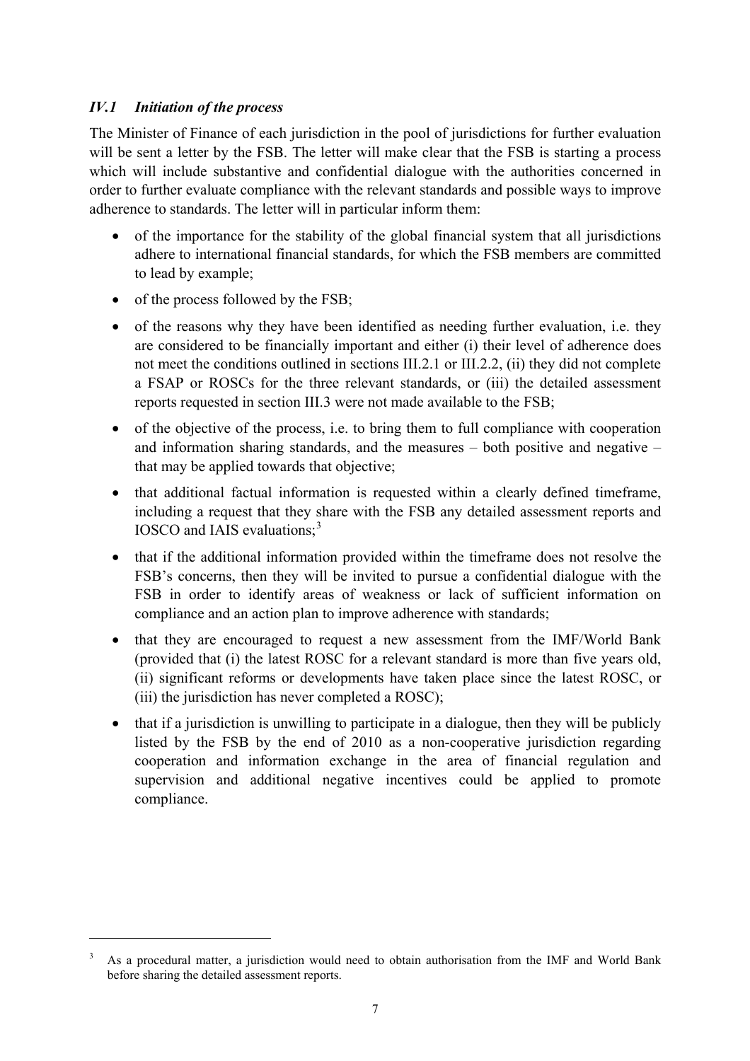### *IV.1 Initiation of the process*

The Minister of Finance of each jurisdiction in the pool of jurisdictions for further evaluation will be sent a letter by the FSB. The letter will make clear that the FSB is starting a process which will include substantive and confidential dialogue with the authorities concerned in order to further evaluate compliance with the relevant standards and possible ways to improve adherence to standards. The letter will in particular inform them:

- of the importance for the stability of the global financial system that all jurisdictions adhere to international financial standards, for which the FSB members are committed to lead by example;
- of the process followed by the FSB;
- of the reasons why they have been identified as needing further evaluation, i.e. they are considered to be financially important and either (i) their level of adherence does not meet the conditions outlined in sections III.2.1 or III.2.2, (ii) they did not complete a FSAP or ROSCs for the three relevant standards, or (iii) the detailed assessment reports requested in section III.3 were not made available to the FSB;
- of the objective of the process, i.e. to bring them to full compliance with cooperation and information sharing standards, and the measures – both positive and negative – that may be applied towards that objective;
- that additional factual information is requested within a clearly defined timeframe, including a request that they share with the FSB any detailed assessment reports and IOSCO and IAIS evaluations;[3]
- that if the additional information provided within the timeframe does not resolve the FSB's concerns, then they will be invited to pursue a confidential dialogue with the FSB in order to identify areas of weakness or lack of sufficient information on compliance and an action plan to improve adherence with standards;
- that they are encouraged to request a new assessment from the IMF/World Bank (provided that (i) the latest ROSC for a relevant standard is more than five years old, (ii) significant reforms or developments have taken place since the latest ROSC, or (iii) the jurisdiction has never completed a ROSC);
- that if a jurisdiction is unwilling to participate in a dialogue, then they will be publicly listed by the FSB by the end of 2010 as a non-cooperative jurisdiction regarding cooperation and information exchange in the area of financial regulation and supervision and additional negative incentives could be applied to promote compliance.

---

[3] As a procedural matter, a jurisdiction would need to obtain authorisation from the IMF and World Bank before sharing the detailed assessment reports.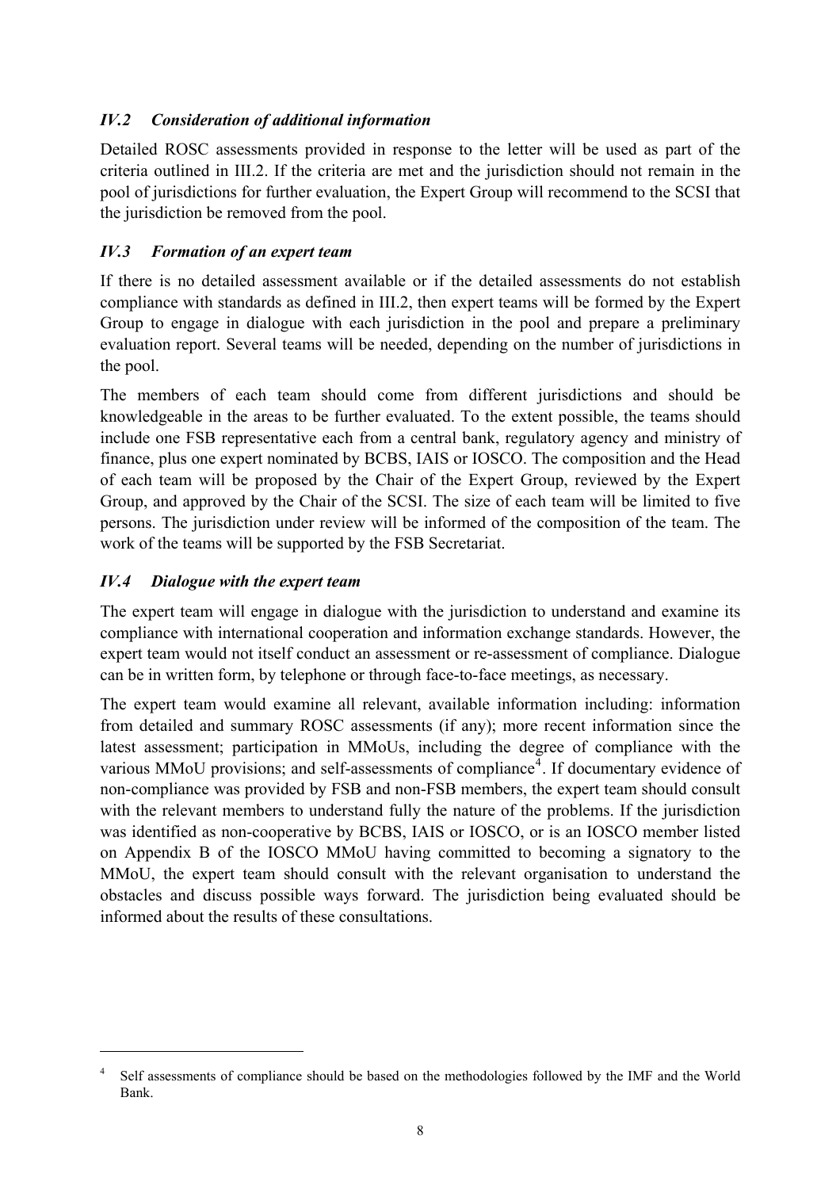### *IV.2 Consideration of additional information*

Detailed ROSC assessments provided in response to the letter will be used as part of the criteria outlined in III.2. If the criteria are met and the jurisdiction should not remain in the pool of jurisdictions for further evaluation, the Expert Group will recommend to the SCSI that the jurisdiction be removed from the pool.

### *IV.3 Formation of an expert team*

If there is no detailed assessment available or if the detailed assessments do not establish compliance with standards as defined in III.2, then expert teams will be formed by the Expert Group to engage in dialogue with each jurisdiction in the pool and prepare a preliminary evaluation report. Several teams will be needed, depending on the number of jurisdictions in the pool.

The members of each team should come from different jurisdictions and should be knowledgeable in the areas to be further evaluated. To the extent possible, the teams should include one FSB representative each from a central bank, regulatory agency and ministry of finance, plus one expert nominated by BCBS, IAIS or IOSCO. The composition and the Head of each team will be proposed by the Chair of the Expert Group, reviewed by the Expert Group, and approved by the Chair of the SCSI. The size of each team will be limited to five persons. The jurisdiction under review will be informed of the composition of the team. The work of the teams will be supported by the FSB Secretariat.

### *IV.4 Dialogue with the expert team*

The expert team will engage in dialogue with the jurisdiction to understand and examine its compliance with international cooperation and information exchange standards. However, the expert team would not itself conduct an assessment or re-assessment of compliance. Dialogue can be in written form, by telephone or through face-to-face meetings, as necessary.

The expert team would examine all relevant, available information including: information from detailed and summary ROSC assessments (if any); more recent information since the latest assessment; participation in MMoUs, including the degree of compliance with the various MMoU provisions; and self-assessments of compliance[4]. If documentary evidence of non-compliance was provided by FSB and non-FSB members, the expert team should consult with the relevant members to understand fully the nature of the problems. If the jurisdiction was identified as non-cooperative by BCBS, IAIS or IOSCO, or is an IOSCO member listed on Appendix B of the IOSCO MMoU having committed to becoming a signatory to the MMoU, the expert team should consult with the relevant organisation to understand the obstacles and discuss possible ways forward. The jurisdiction being evaluated should be informed about the results of these consultations.

---

[4] Self assessments of compliance should be based on the methodologies followed by the IMF and the World Bank.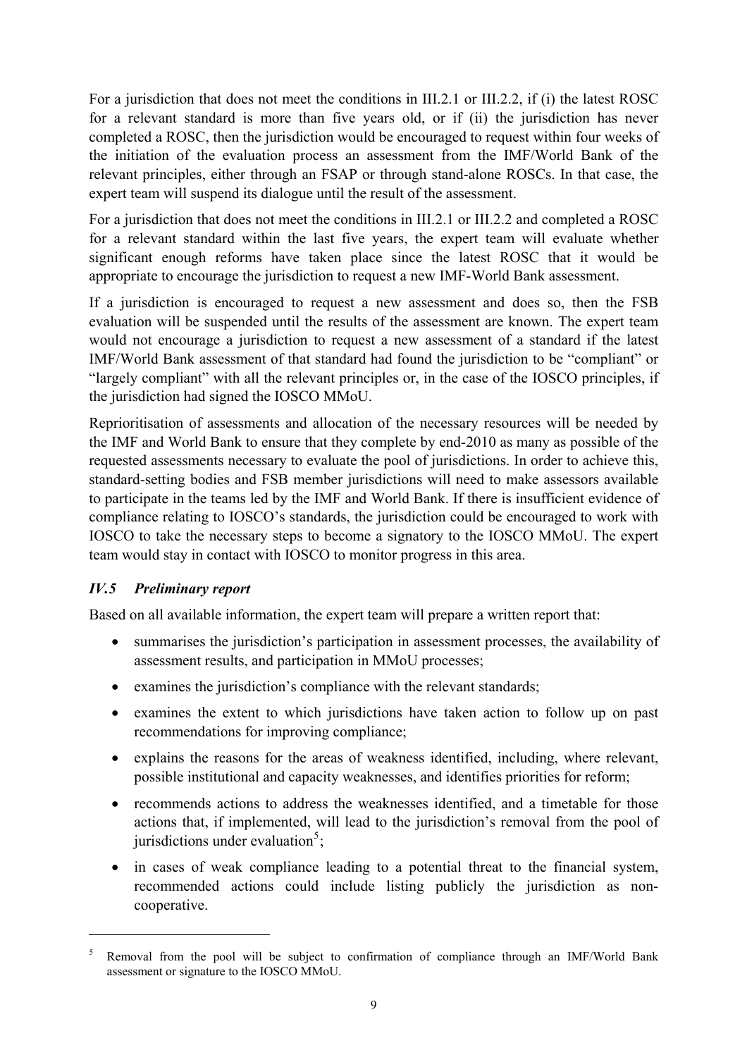For a jurisdiction that does not meet the conditions in III.2.1 or III.2.2, if (i) the latest ROSC for a relevant standard is more than five years old, or if (ii) the jurisdiction has never completed a ROSC, then the jurisdiction would be encouraged to request within four weeks of the initiation of the evaluation process an assessment from the IMF/World Bank of the relevant principles, either through an FSAP or through stand-alone ROSCs. In that case, the expert team will suspend its dialogue until the result of the assessment.

For a jurisdiction that does not meet the conditions in III.2.1 or III.2.2 and completed a ROSC for a relevant standard within the last five years, the expert team will evaluate whether significant enough reforms have taken place since the latest ROSC that it would be appropriate to encourage the jurisdiction to request a new IMF-World Bank assessment.

If a jurisdiction is encouraged to request a new assessment and does so, then the FSB evaluation will be suspended until the results of the assessment are known. The expert team would not encourage a jurisdiction to request a new assessment of a standard if the latest IMF/World Bank assessment of that standard had found the jurisdiction to be "compliant" or "largely compliant" with all the relevant principles or, in the case of the IOSCO principles, if the jurisdiction had signed the IOSCO MMoU.

Reprioritisation of assessments and allocation of the necessary resources will be needed by the IMF and World Bank to ensure that they complete by end-2010 as many as possible of the requested assessments necessary to evaluate the pool of jurisdictions. In order to achieve this, standard-setting bodies and FSB member jurisdictions will need to make assessors available to participate in the teams led by the IMF and World Bank. If there is insufficient evidence of compliance relating to IOSCO's standards, the jurisdiction could be encouraged to work with IOSCO to take the necessary steps to become a signatory to the IOSCO MMoU. The expert team would stay in contact with IOSCO to monitor progress in this area.

### *IV.5 Preliminary report*

Based on all available information, the expert team will prepare a written report that:

- summarises the jurisdiction's participation in assessment processes, the availability of assessment results, and participation in MMoU processes;
- examines the jurisdiction's compliance with the relevant standards;
- examines the extent to which jurisdictions have taken action to follow up on past recommendations for improving compliance;
- explains the reasons for the areas of weakness identified, including, where relevant, possible institutional and capacity weaknesses, and identifies priorities for reform;
- recommends actions to address the weaknesses identified, and a timetable for those actions that, if implemented, will lead to the jurisdiction's removal from the pool of jurisdictions under evaluation[5];
- in cases of weak compliance leading to a potential threat to the financial system, recommended actions could include listing publicly the jurisdiction as non-cooperative.

---

[5] Removal from the pool will be subject to confirmation of compliance through an IMF/World Bank assessment or signature to the IOSCO MMoU.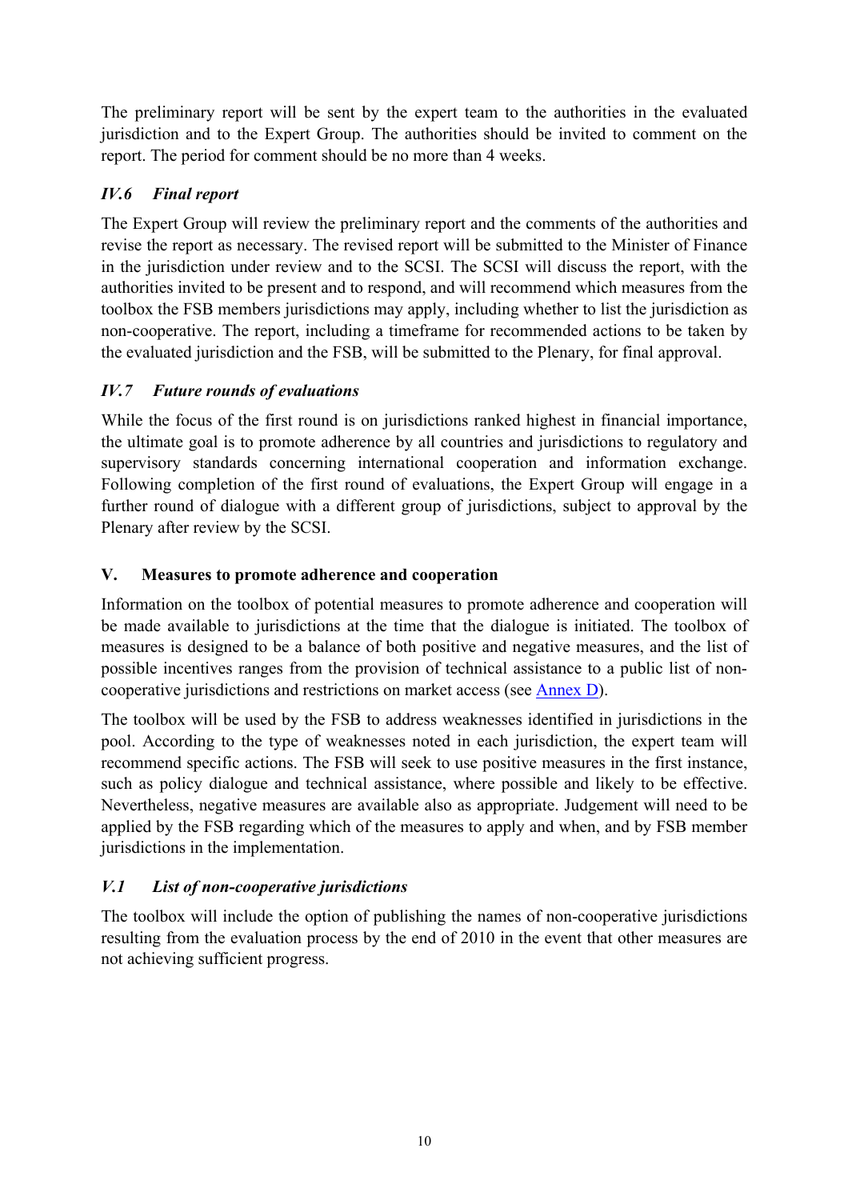The preliminary report will be sent by the expert team to the authorities in the evaluated jurisdiction and to the Expert Group. The authorities should be invited to comment on the report. The period for comment should be no more than 4 weeks.

### *IV.6 Final report*

The Expert Group will review the preliminary report and the comments of the authorities and revise the report as necessary. The revised report will be submitted to the Minister of Finance in the jurisdiction under review and to the SCSI. The SCSI will discuss the report, with the authorities invited to be present and to respond, and will recommend which measures from the toolbox the FSB members jurisdictions may apply, including whether to list the jurisdiction as non-cooperative. The report, including a timeframe for recommended actions to be taken by the evaluated jurisdiction and the FSB, will be submitted to the Plenary, for final approval.

### *IV.7 Future rounds of evaluations*

While the focus of the first round is on jurisdictions ranked highest in financial importance, the ultimate goal is to promote adherence by all countries and jurisdictions to regulatory and supervisory standards concerning international cooperation and information exchange. Following completion of the first round of evaluations, the Expert Group will engage in a further round of dialogue with a different group of jurisdictions, subject to approval by the Plenary after review by the SCSI.

## V. Measures to promote adherence and cooperation

Information on the toolbox of potential measures to promote adherence and cooperation will be made available to jurisdictions at the time that the dialogue is initiated. The toolbox of measures is designed to be a balance of both positive and negative measures, and the list of possible incentives ranges from the provision of technical assistance to a public list of non-cooperative jurisdictions and restrictions on market access (see Annex D).

The toolbox will be used by the FSB to address weaknesses identified in jurisdictions in the pool. According to the type of weaknesses noted in each jurisdiction, the expert team will recommend specific actions. The FSB will seek to use positive measures in the first instance, such as policy dialogue and technical assistance, where possible and likely to be effective. Nevertheless, negative measures are available also as appropriate. Judgement will need to be applied by the FSB regarding which of the measures to apply and when, and by FSB member jurisdictions in the implementation.

### *V.1 List of non-cooperative jurisdictions*

The toolbox will include the option of publishing the names of non-cooperative jurisdictions resulting from the evaluation process by the end of 2010 in the event that other measures are not achieving sufficient progress.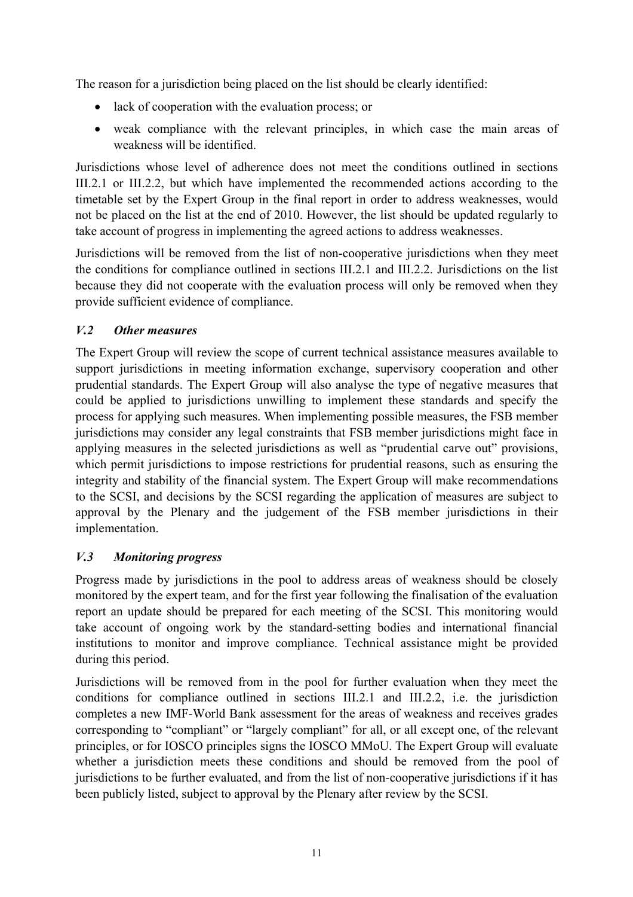The reason for a jurisdiction being placed on the list should be clearly identified:

- lack of cooperation with the evaluation process; or
- weak compliance with the relevant principles, in which case the main areas of weakness will be identified.

Jurisdictions whose level of adherence does not meet the conditions outlined in sections III.2.1 or III.2.2, but which have implemented the recommended actions according to the timetable set by the Expert Group in the final report in order to address weaknesses, would not be placed on the list at the end of 2010. However, the list should be updated regularly to take account of progress in implementing the agreed actions to address weaknesses.

Jurisdictions will be removed from the list of non-cooperative jurisdictions when they meet the conditions for compliance outlined in sections III.2.1 and III.2.2. Jurisdictions on the list because they did not cooperate with the evaluation process will only be removed when they provide sufficient evidence of compliance.

### *V.2 Other measures*

The Expert Group will review the scope of current technical assistance measures available to support jurisdictions in meeting information exchange, supervisory cooperation and other prudential standards. The Expert Group will also analyse the type of negative measures that could be applied to jurisdictions unwilling to implement these standards and specify the process for applying such measures. When implementing possible measures, the FSB member jurisdictions may consider any legal constraints that FSB member jurisdictions might face in applying measures in the selected jurisdictions as well as "prudential carve out" provisions, which permit jurisdictions to impose restrictions for prudential reasons, such as ensuring the integrity and stability of the financial system. The Expert Group will make recommendations to the SCSI, and decisions by the SCSI regarding the application of measures are subject to approval by the Plenary and the judgement of the FSB member jurisdictions in their implementation.

### *V.3 Monitoring progress*

Progress made by jurisdictions in the pool to address areas of weakness should be closely monitored by the expert team, and for the first year following the finalisation of the evaluation report an update should be prepared for each meeting of the SCSI. This monitoring would take account of ongoing work by the standard-setting bodies and international financial institutions to monitor and improve compliance. Technical assistance might be provided during this period.

Jurisdictions will be removed from in the pool for further evaluation when they meet the conditions for compliance outlined in sections III.2.1 and III.2.2, i.e. the jurisdiction completes a new IMF-World Bank assessment for the areas of weakness and receives grades corresponding to "compliant" or "largely compliant" for all, or all except one, of the relevant principles, or for IOSCO principles signs the IOSCO MMoU. The Expert Group will evaluate whether a jurisdiction meets these conditions and should be removed from the pool of jurisdictions to be further evaluated, and from the list of non-cooperative jurisdictions if it has been publicly listed, subject to approval by the Plenary after review by the SCSI.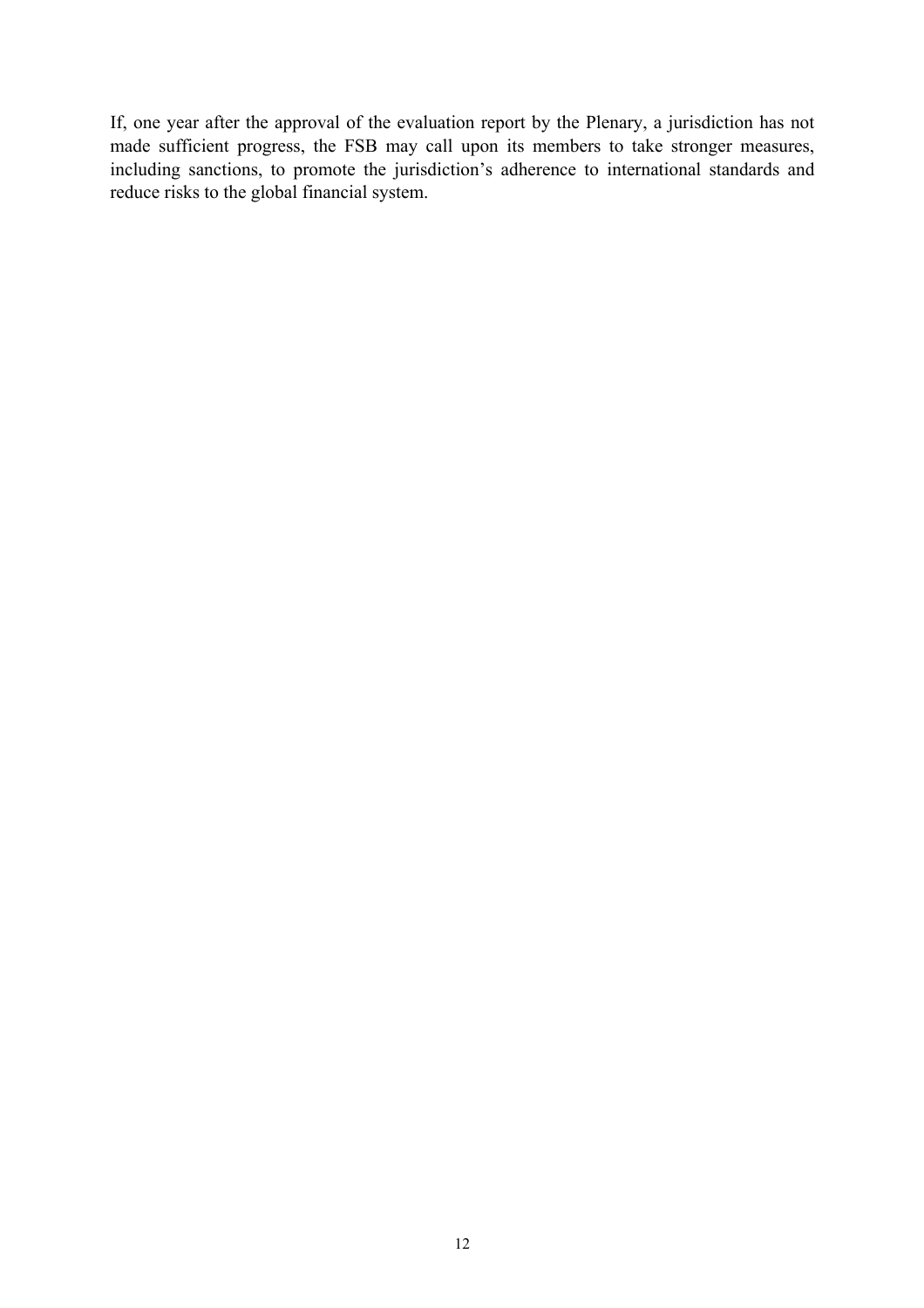If, one year after the approval of the evaluation report by the Plenary, a jurisdiction has not made sufficient progress, the FSB may call upon its members to take stronger measures, including sanctions, to promote the jurisdiction's adherence to international standards and reduce risks to the global financial system.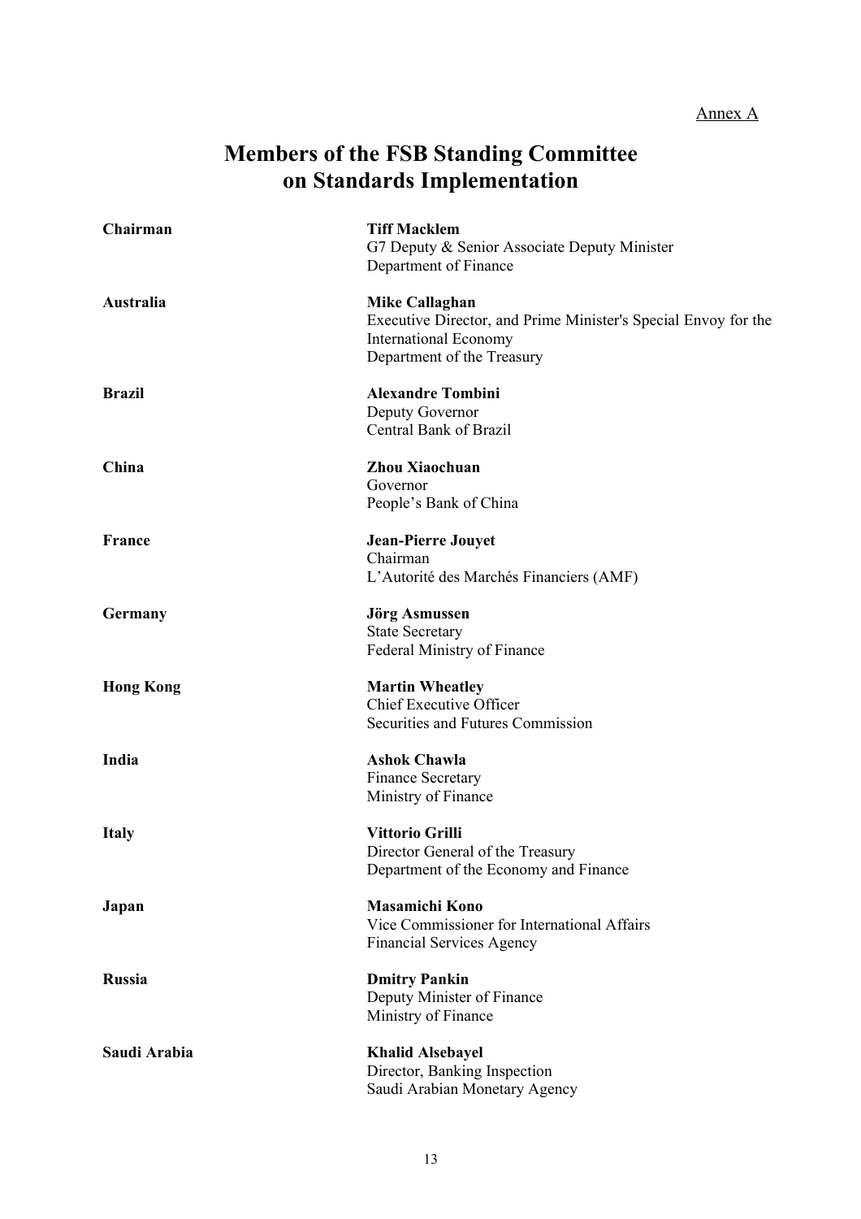Annex A

# Members of the FSB Standing Committee on Standards Implementation

| | |
|---|---|
| **Chairman** | **Tiff Macklem**<br>G7 Deputy & Senior Associate Deputy Minister<br>Department of Finance |
| **Australia** | **Mike Callaghan**<br>Executive Director, and Prime Minister's Special Envoy for the International Economy<br>Department of the Treasury |
| **Brazil** | **Alexandre Tombini**<br>Deputy Governor<br>Central Bank of Brazil |
| **China** | **Zhou Xiaochuan**<br>Governor<br>People's Bank of China |
| **France** | **Jean-Pierre Jouyet**<br>Chairman<br>L'Autorité des Marchés Financiers (AMF) |
| **Germany** | **Jörg Asmussen**<br>State Secretary<br>Federal Ministry of Finance |
| **Hong Kong** | **Martin Wheatley**<br>Chief Executive Officer<br>Securities and Futures Commission |
| **India** | **Ashok Chawla**<br>Finance Secretary<br>Ministry of Finance |
| **Italy** | **Vittorio Grilli**<br>Director General of the Treasury<br>Department of the Economy and Finance |
| **Japan** | **Masamichi Kono**<br>Vice Commissioner for International Affairs<br>Financial Services Agency |
| **Russia** | **Dmitry Pankin**<br>Deputy Minister of Finance<br>Ministry of Finance |
| **Saudi Arabia** | **Khalid Alsebayel**<br>Director, Banking Inspection<br>Saudi Arabian Monetary Agency |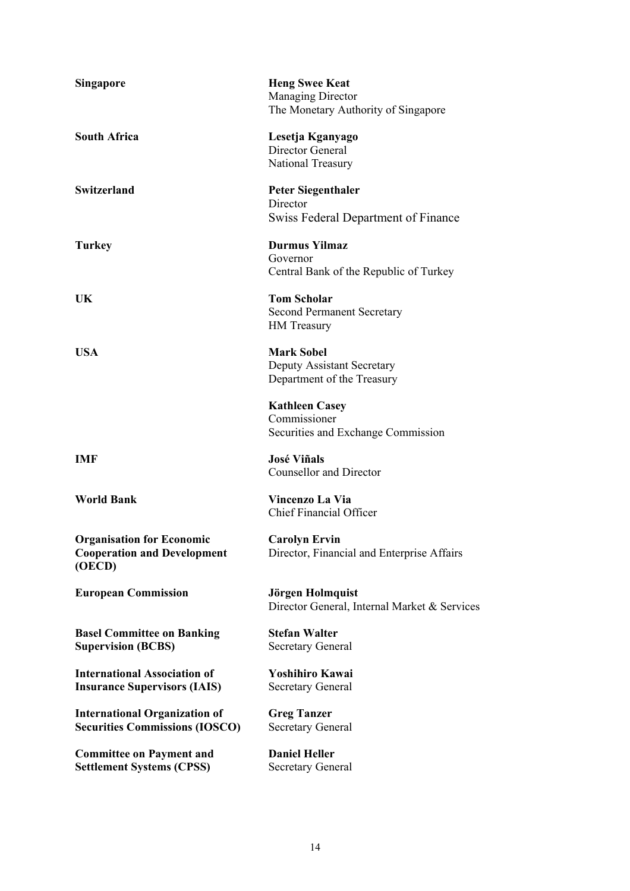| | |
|---|---|
| **Singapore** | **Heng Swee Keat**<br>Managing Director<br>The Monetary Authority of Singapore |
| **South Africa** | **Lesetja Kganyago**<br>Director General<br>National Treasury |
| **Switzerland** | **Peter Siegenthaler**<br>Director<br>Swiss Federal Department of Finance |
| **Turkey** | **Durmus Yilmaz**<br>Governor<br>Central Bank of the Republic of Turkey |
| **UK** | **Tom Scholar**<br>Second Permanent Secretary<br>HM Treasury |
| **USA** | **Mark Sobel**<br>Deputy Assistant Secretary<br>Department of the Treasury |
| | **Kathleen Casey**<br>Commissioner<br>Securities and Exchange Commission |
| **IMF** | **José Viñals**<br>Counsellor and Director |
| **World Bank** | **Vincenzo La Via**<br>Chief Financial Officer |
| **Organisation for Economic Cooperation and Development (OECD)** | **Carolyn Ervin**<br>Director, Financial and Enterprise Affairs |
| **European Commission** | **Jörgen Holmquist**<br>Director General, Internal Market & Services |
| **Basel Committee on Banking Supervision (BCBS)** | **Stefan Walter**<br>Secretary General |
| **International Association of Insurance Supervisors (IAIS)** | **Yoshihiro Kawai**<br>Secretary General |
| **International Organization of Securities Commissions (IOSCO)** | **Greg Tanzer**<br>Secretary General |
| **Committee on Payment and Settlement Systems (CPSS)** | **Daniel Heller**<br>Secretary General |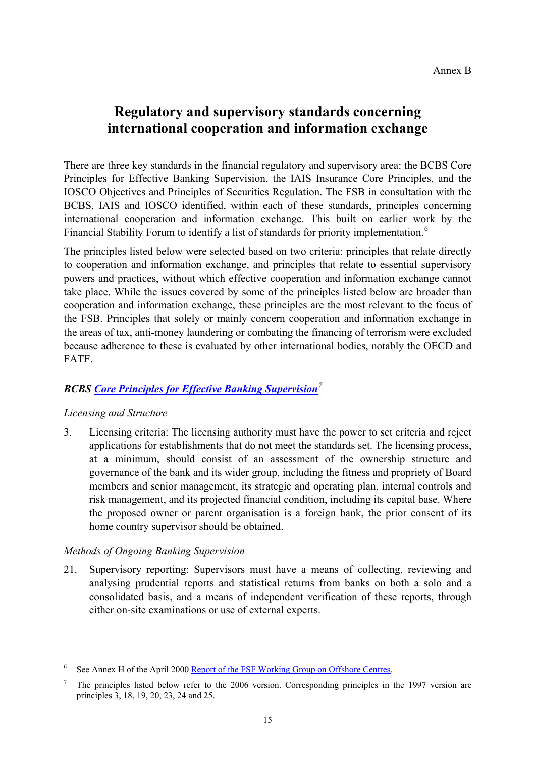Annex B

# Regulatory and supervisory standards concerning international cooperation and information exchange

There are three key standards in the financial regulatory and supervisory area: the BCBS Core Principles for Effective Banking Supervision, the IAIS Insurance Core Principles, and the IOSCO Objectives and Principles of Securities Regulation. The FSB in consultation with the BCBS, IAIS and IOSCO identified, within each of these standards, principles concerning international cooperation and information exchange. This built on earlier work by the Financial Stability Forum to identify a list of standards for priority implementation.[6]

The principles listed below were selected based on two criteria: principles that relate directly to cooperation and information exchange, and principles that relate to essential supervisory powers and practices, without which effective cooperation and information exchange cannot take place. While the issues covered by some of the principles listed below are broader than cooperation and information exchange, these principles are the most relevant to the focus of the FSB. Principles that solely or mainly concern cooperation and information exchange in the areas of tax, anti-money laundering or combating the financing of terrorism were excluded because adherence to these is evaluated by other international bodies, notably the OECD and FATF.

### *BCBS Core Principles for Effective Banking Supervision*[7]

*Licensing and Structure*

3. Licensing criteria: The licensing authority must have the power to set criteria and reject applications for establishments that do not meet the standards set. The licensing process, at a minimum, should consist of an assessment of the ownership structure and governance of the bank and its wider group, including the fitness and propriety of Board members and senior management, its strategic and operating plan, internal controls and risk management, and its projected financial condition, including its capital base. Where the proposed owner or parent organisation is a foreign bank, the prior consent of its home country supervisor should be obtained.

*Methods of Ongoing Banking Supervision*

21. Supervisory reporting: Supervisors must have a means of collecting, reviewing and analysing prudential reports and statistical returns from banks on both a solo and a consolidated basis, and a means of independent verification of these reports, through either on-site examinations or use of external experts.

---

[6] See Annex H of the April 2000 Report of the FSF Working Group on Offshore Centres.

[7] The principles listed below refer to the 2006 version. Corresponding principles in the 1997 version are principles 3, 18, 19, 20, 23, 24 and 25.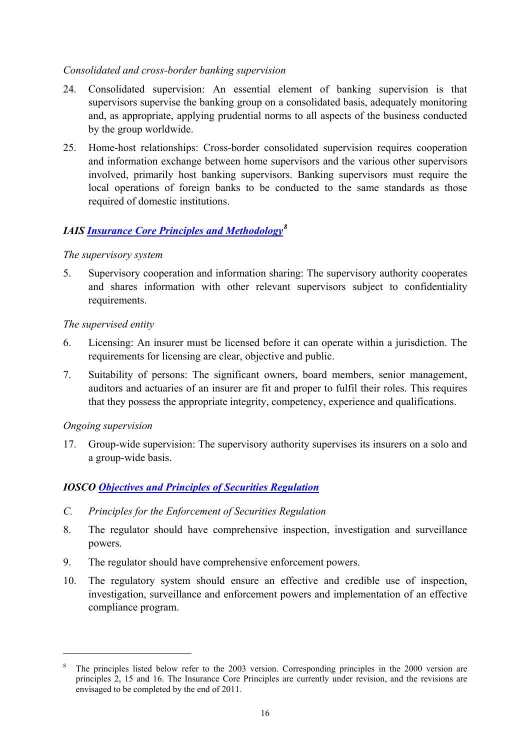*Consolidated and cross-border banking supervision*

24. Consolidated supervision: An essential element of banking supervision is that supervisors supervise the banking group on a consolidated basis, adequately monitoring and, as appropriate, applying prudential norms to all aspects of the business conducted by the group worldwide.

25. Home-host relationships: Cross-border consolidated supervision requires cooperation and information exchange between home supervisors and the various other supervisors involved, primarily host banking supervisors. Banking supervisors must require the local operations of foreign banks to be conducted to the same standards as those required of domestic institutions.

### *IAIS Insurance Core Principles and Methodology*[8]

*The supervisory system*

5. Supervisory cooperation and information sharing: The supervisory authority cooperates and shares information with other relevant supervisors subject to confidentiality requirements.

*The supervised entity*

6. Licensing: An insurer must be licensed before it can operate within a jurisdiction. The requirements for licensing are clear, objective and public.

7. Suitability of persons: The significant owners, board members, senior management, auditors and actuaries of an insurer are fit and proper to fulfil their roles. This requires that they possess the appropriate integrity, competency, experience and qualifications.

*Ongoing supervision*

17. Group-wide supervision: The supervisory authority supervises its insurers on a solo and a group-wide basis.

### *IOSCO Objectives and Principles of Securities Regulation*

*C. Principles for the Enforcement of Securities Regulation*

8. The regulator should have comprehensive inspection, investigation and surveillance powers.

9. The regulator should have comprehensive enforcement powers.

10. The regulatory system should ensure an effective and credible use of inspection, investigation, surveillance and enforcement powers and implementation of an effective compliance program.

---

[8] The principles listed below refer to the 2003 version. Corresponding principles in the 2000 version are principles 2, 15 and 16. The Insurance Core Principles are currently under revision, and the revisions are envisaged to be completed by the end of 2011.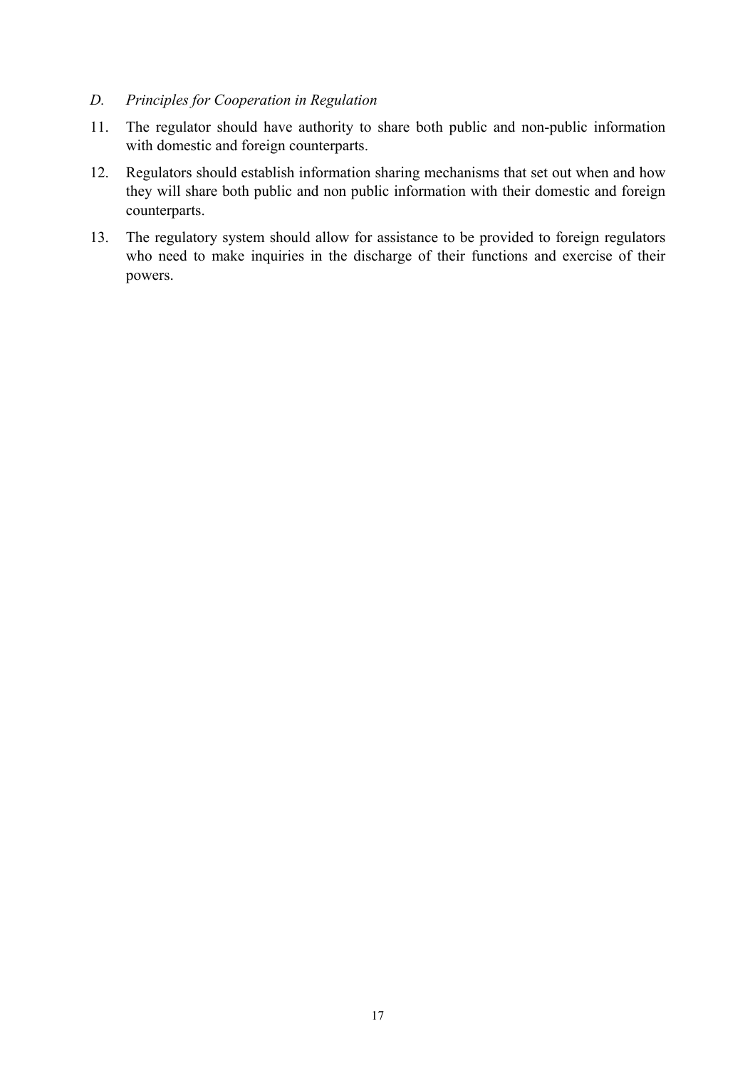*D. Principles for Cooperation in Regulation*

11. The regulator should have authority to share both public and non-public information with domestic and foreign counterparts.
12. Regulators should establish information sharing mechanisms that set out when and how they will share both public and non public information with their domestic and foreign counterparts.
13. The regulatory system should allow for assistance to be provided to foreign regulators who need to make inquiries in the discharge of their functions and exercise of their powers.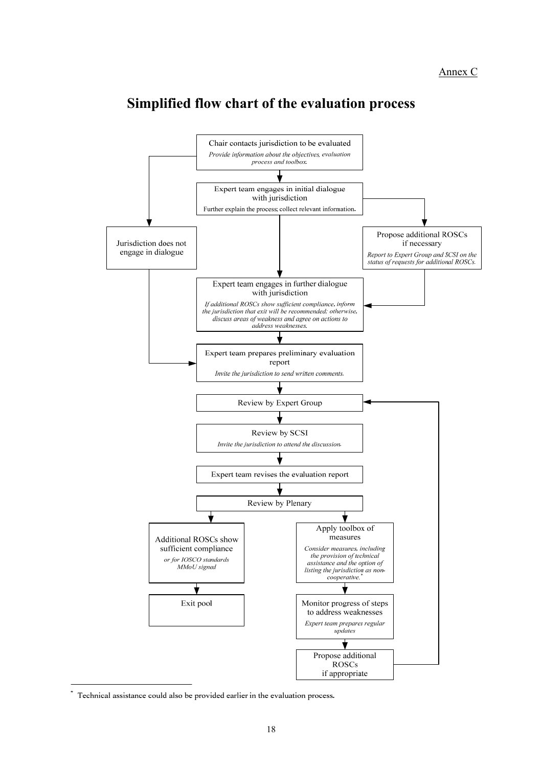Annex C

# Simplified flow chart of the evaluation process

**Chair contacts jurisdiction to be evaluated**
*Provide information about the objectives, evaluation process and toolbox.*

**Expert team engages in initial dialogue with jurisdiction**
Further explain the process; collect relevant information.

**Jurisdiction does not engage in dialogue**

**Propose additional ROSCs if necessary**
*Report to Expert Group and SCSI on the status of requests for additional ROSCs.*

**Expert team engages in further dialogue with jurisdiction**
*If additional ROSCs show sufficient compliance, inform the jurisdiction that exit will be recommended; otherwise, discuss areas of weakness and agree on actions to address weaknesses.*

**Expert team prepares preliminary evaluation report**
*Invite the jurisdiction to send written comments.*

**Review by Expert Group**

**Review by SCSI**
*Invite the jurisdiction to attend the discussion.*

**Expert team revises the evaluation report**

**Review by Plenary**

**Additional ROSCs show sufficient compliance**
*or for IOSCO standards MMoU signed*

**Exit pool**

**Apply toolbox of measures**
*Consider measures, including the provision of technical assistance and the option of listing the jurisdiction as non-cooperative.*[*]

**Monitor progress of steps to address weaknesses**
*Expert team prepares regular updates*

**Propose additional ROSCs if appropriate** (→ returns to Review by Expert Group)

---

[*] Technical assistance could also be provided earlier in the evaluation process.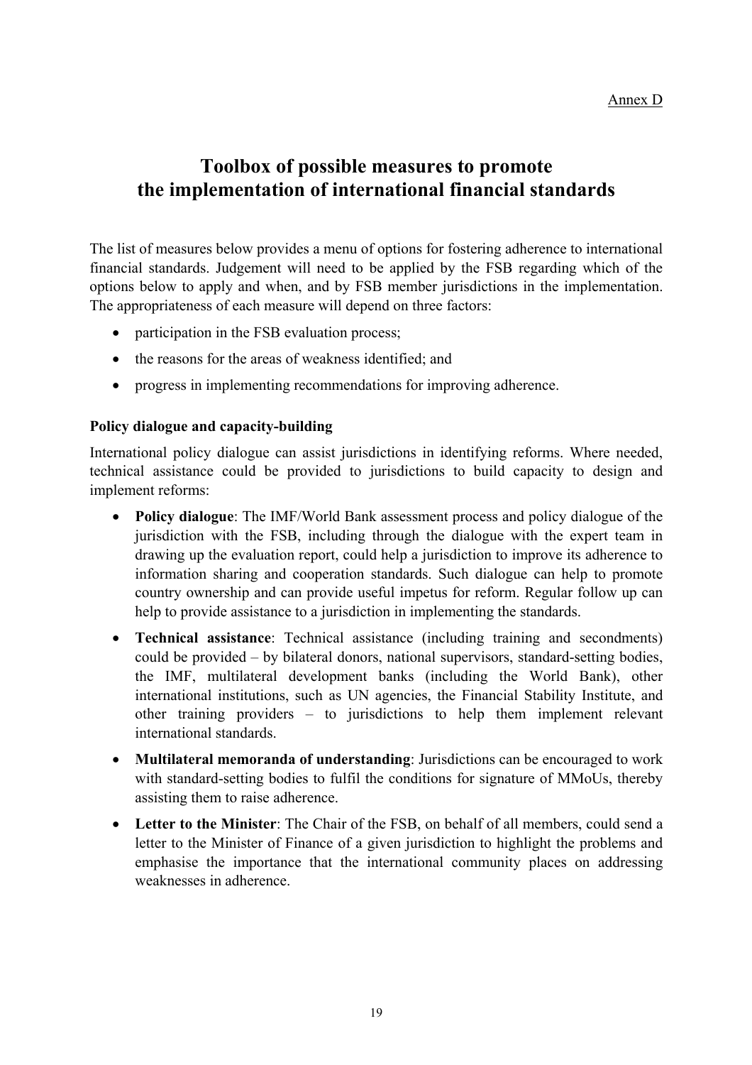Annex D

# Toolbox of possible measures to promote the implementation of international financial standards

The list of measures below provides a menu of options for fostering adherence to international financial standards. Judgement will need to be applied by the FSB regarding which of the options below to apply and when, and by FSB member jurisdictions in the implementation. The appropriateness of each measure will depend on three factors:

- participation in the FSB evaluation process;
- the reasons for the areas of weakness identified; and
- progress in implementing recommendations for improving adherence.

### Policy dialogue and capacity-building

International policy dialogue can assist jurisdictions in identifying reforms. Where needed, technical assistance could be provided to jurisdictions to build capacity to design and implement reforms:

- **Policy dialogue**: The IMF/World Bank assessment process and policy dialogue of the jurisdiction with the FSB, including through the dialogue with the expert team in drawing up the evaluation report, could help a jurisdiction to improve its adherence to information sharing and cooperation standards. Such dialogue can help to promote country ownership and can provide useful impetus for reform. Regular follow up can help to provide assistance to a jurisdiction in implementing the standards.
- **Technical assistance**: Technical assistance (including training and secondments) could be provided – by bilateral donors, national supervisors, standard-setting bodies, the IMF, multilateral development banks (including the World Bank), other international institutions, such as UN agencies, the Financial Stability Institute, and other training providers – to jurisdictions to help them implement relevant international standards.
- **Multilateral memoranda of understanding**: Jurisdictions can be encouraged to work with standard-setting bodies to fulfil the conditions for signature of MMoUs, thereby assisting them to raise adherence.
- **Letter to the Minister**: The Chair of the FSB, on behalf of all members, could send a letter to the Minister of Finance of a given jurisdiction to highlight the problems and emphasise the importance that the international community places on addressing weaknesses in adherence.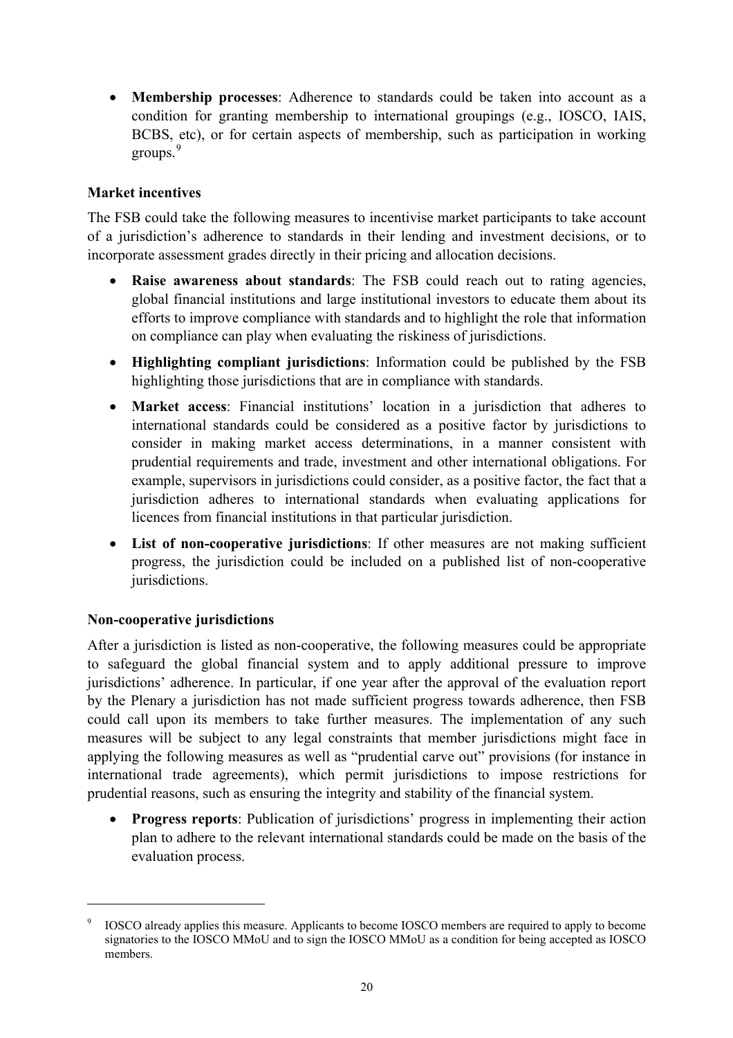- **Membership processes**: Adherence to standards could be taken into account as a condition for granting membership to international groupings (e.g., IOSCO, IAIS, BCBS, etc), or for certain aspects of membership, such as participation in working groups.[9]

**Market incentives**

The FSB could take the following measures to incentivise market participants to take account of a jurisdiction's adherence to standards in their lending and investment decisions, or to incorporate assessment grades directly in their pricing and allocation decisions.

- **Raise awareness about standards**: The FSB could reach out to rating agencies, global financial institutions and large institutional investors to educate them about its efforts to improve compliance with standards and to highlight the role that information on compliance can play when evaluating the riskiness of jurisdictions.
- **Highlighting compliant jurisdictions**: Information could be published by the FSB highlighting those jurisdictions that are in compliance with standards.
- **Market access**: Financial institutions' location in a jurisdiction that adheres to international standards could be considered as a positive factor by jurisdictions to consider in making market access determinations, in a manner consistent with prudential requirements and trade, investment and other international obligations. For example, supervisors in jurisdictions could consider, as a positive factor, the fact that a jurisdiction adheres to international standards when evaluating applications for licences from financial institutions in that particular jurisdiction.
- **List of non-cooperative jurisdictions**: If other measures are not making sufficient progress, the jurisdiction could be included on a published list of non-cooperative jurisdictions.

**Non-cooperative jurisdictions**

After a jurisdiction is listed as non-cooperative, the following measures could be appropriate to safeguard the global financial system and to apply additional pressure to improve jurisdictions' adherence. In particular, if one year after the approval of the evaluation report by the Plenary a jurisdiction has not made sufficient progress towards adherence, then FSB could call upon its members to take further measures. The implementation of any such measures will be subject to any legal constraints that member jurisdictions might face in applying the following measures as well as "prudential carve out" provisions (for instance in international trade agreements), which permit jurisdictions to impose restrictions for prudential reasons, such as ensuring the integrity and stability of the financial system.

- **Progress reports**: Publication of jurisdictions' progress in implementing their action plan to adhere to the relevant international standards could be made on the basis of the evaluation process.

[9] IOSCO already applies this measure. Applicants to become IOSCO members are required to apply to become signatories to the IOSCO MMoU and to sign the IOSCO MMoU as a condition for being accepted as IOSCO members.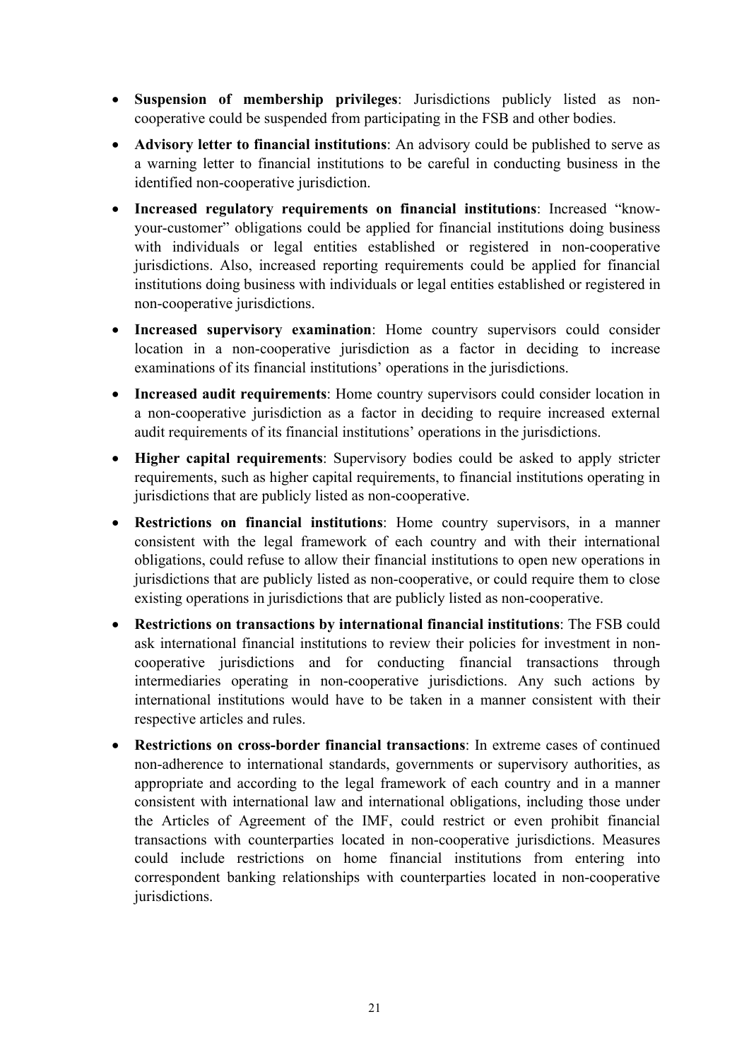- **Suspension of membership privileges**: Jurisdictions publicly listed as non-cooperative could be suspended from participating in the FSB and other bodies.
- **Advisory letter to financial institutions**: An advisory could be published to serve as a warning letter to financial institutions to be careful in conducting business in the identified non-cooperative jurisdiction.
- **Increased regulatory requirements on financial institutions**: Increased "know-your-customer" obligations could be applied for financial institutions doing business with individuals or legal entities established or registered in non-cooperative jurisdictions. Also, increased reporting requirements could be applied for financial institutions doing business with individuals or legal entities established or registered in non-cooperative jurisdictions.
- **Increased supervisory examination**: Home country supervisors could consider location in a non-cooperative jurisdiction as a factor in deciding to increase examinations of its financial institutions' operations in the jurisdictions.
- **Increased audit requirements**: Home country supervisors could consider location in a non-cooperative jurisdiction as a factor in deciding to require increased external audit requirements of its financial institutions' operations in the jurisdictions.
- **Higher capital requirements**: Supervisory bodies could be asked to apply stricter requirements, such as higher capital requirements, to financial institutions operating in jurisdictions that are publicly listed as non-cooperative.
- **Restrictions on financial institutions**: Home country supervisors, in a manner consistent with the legal framework of each country and with their international obligations, could refuse to allow their financial institutions to open new operations in jurisdictions that are publicly listed as non-cooperative, or could require them to close existing operations in jurisdictions that are publicly listed as non-cooperative.
- **Restrictions on transactions by international financial institutions**: The FSB could ask international financial institutions to review their policies for investment in non-cooperative jurisdictions and for conducting financial transactions through intermediaries operating in non-cooperative jurisdictions. Any such actions by international institutions would have to be taken in a manner consistent with their respective articles and rules.
- **Restrictions on cross-border financial transactions**: In extreme cases of continued non-adherence to international standards, governments or supervisory authorities, as appropriate and according to the legal framework of each country and in a manner consistent with international law and international obligations, including those under the Articles of Agreement of the IMF, could restrict or even prohibit financial transactions with counterparties located in non-cooperative jurisdictions. Measures could include restrictions on home financial institutions from entering into correspondent banking relationships with counterparties located in non-cooperative jurisdictions.